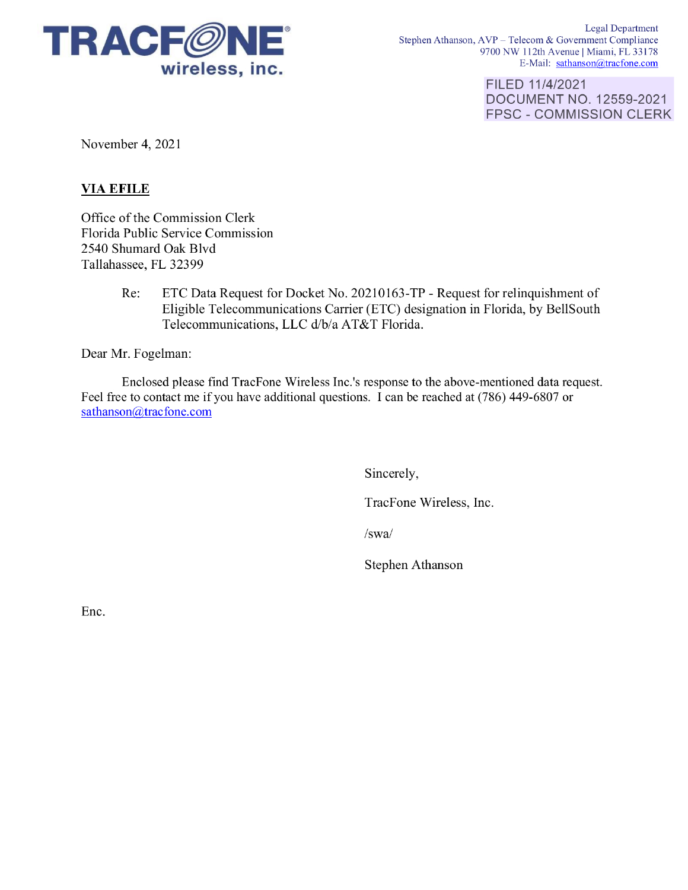TRACFONE wireless, inc.

Legal Department
Stephen Athanson, AVP – Telecom & Government Compliance
9700 NW 112th Avenue | Miami, FL 33178
E-Mail: sathanson@tracfone.com

FILED 11/4/2021
DOCUMENT NO. 12559-2021
FPSC - COMMISSION CLERK

November 4, 2021

**VIA EFILE**

Office of the Commission Clerk
Florida Public Service Commission
2540 Shumard Oak Blvd
Tallahassee, FL 32399

Re: ETC Data Request for Docket No. 20210163-TP - Request for relinquishment of Eligible Telecommunications Carrier (ETC) designation in Florida, by BellSouth Telecommunications, LLC d/b/a AT&T Florida.

Dear Mr. Fogelman:

Enclosed please find TracFone Wireless Inc.'s response to the above-mentioned data request. Feel free to contact me if you have additional questions. I can be reached at (786) 449-6807 or sathanson@tracfone.com

Sincerely,

TracFone Wireless, Inc.

/swa/

Stephen Athanson

Enc.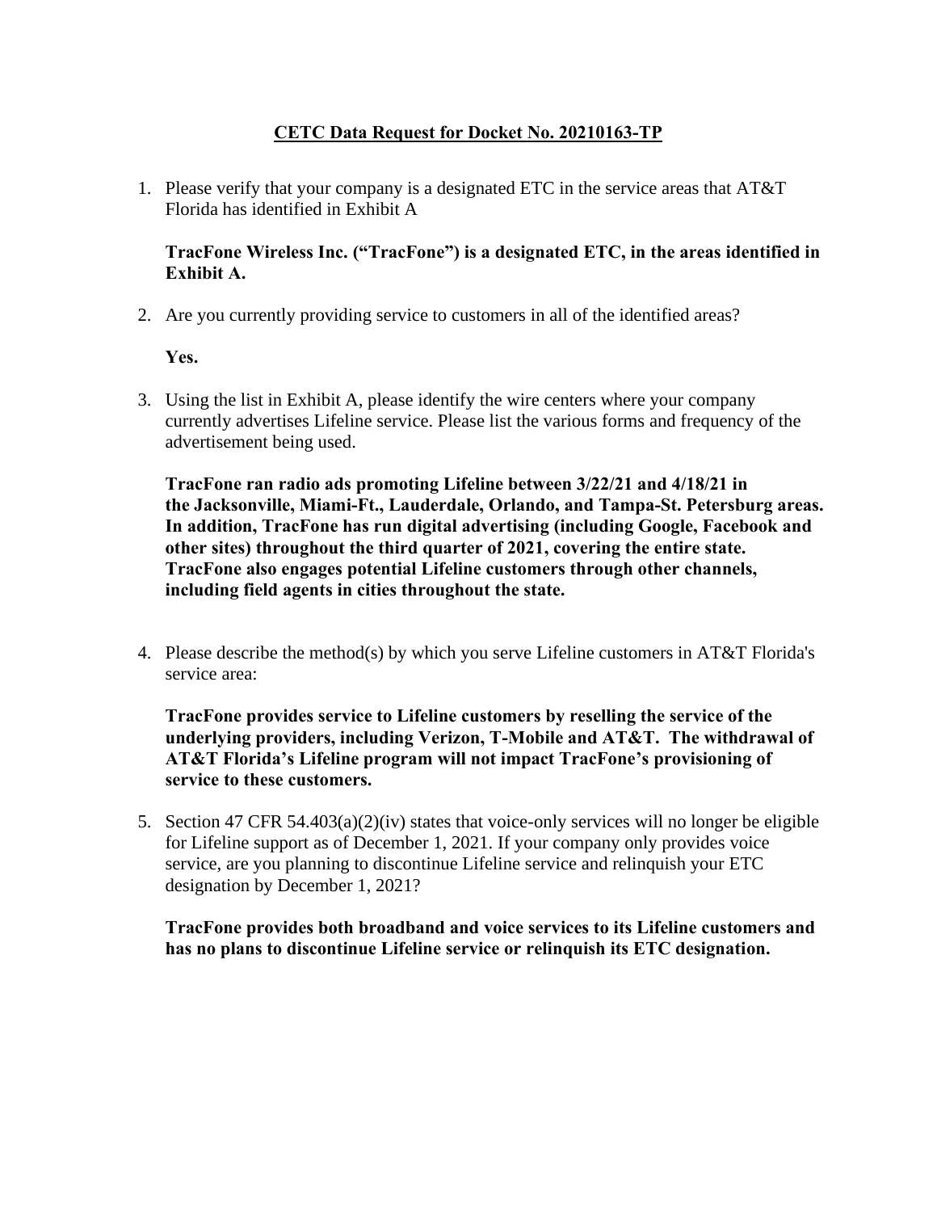# CETC Data Request for Docket No. 20210163-TP

1. Please verify that your company is a designated ETC in the service areas that AT&T Florida has identified in Exhibit A

   **TracFone Wireless Inc. ("TracFone") is a designated ETC, in the areas identified in Exhibit A.**

2. Are you currently providing service to customers in all of the identified areas?

   **Yes.**

3. Using the list in Exhibit A, please identify the wire centers where your company currently advertises Lifeline service. Please list the various forms and frequency of the advertisement being used.

   **TracFone ran radio ads promoting Lifeline between 3/22/21 and 4/18/21 in the Jacksonville, Miami-Ft., Lauderdale, Orlando, and Tampa-St. Petersburg areas. In addition, TracFone has run digital advertising (including Google, Facebook and other sites) throughout the third quarter of 2021, covering the entire state. TracFone also engages potential Lifeline customers through other channels, including field agents in cities throughout the state.**

4. Please describe the method(s) by which you serve Lifeline customers in AT&T Florida's service area:

   **TracFone provides service to Lifeline customers by reselling the service of the underlying providers, including Verizon, T-Mobile and AT&T. The withdrawal of AT&T Florida's Lifeline program will not impact TracFone's provisioning of service to these customers.**

5. Section 47 CFR 54.403(a)(2)(iv) states that voice-only services will no longer be eligible for Lifeline support as of December 1, 2021. If your company only provides voice service, are you planning to discontinue Lifeline service and relinquish your ETC designation by December 1, 2021?

   **TracFone provides both broadband and voice services to its Lifeline customers and has no plans to discontinue Lifeline service or relinquish its ETC designation.**